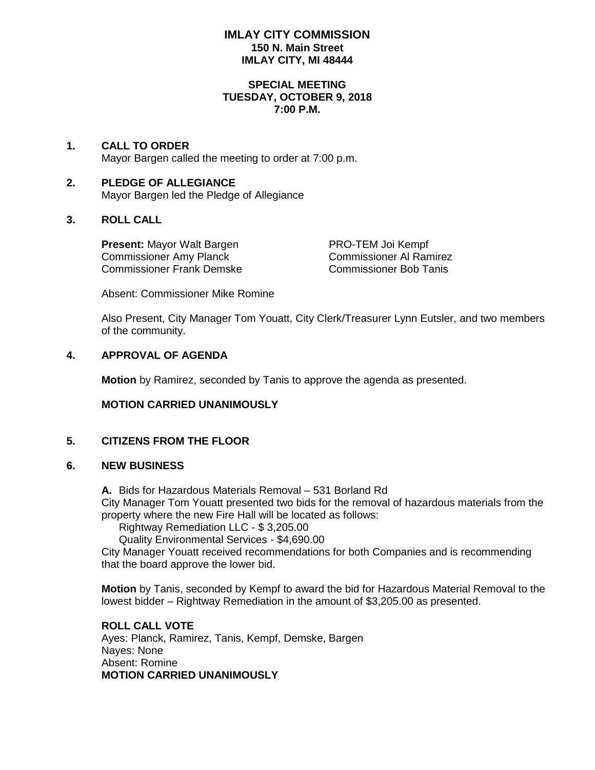# IMLAY CITY COMMISSION

**150 N. Main Street**
**IMLAY CITY, MI 48444**

**SPECIAL MEETING**
**TUESDAY, OCTOBER 9, 2018**
**7:00 P.M.**

## 1. CALL TO ORDER

Mayor Bargen called the meeting to order at 7:00 p.m.

## 2. PLEDGE OF ALLEGIANCE

Mayor Bargen led the Pledge of Allegiance

## 3. ROLL CALL

**Present:** Mayor Walt Bargen
PRO-TEM Joi Kempf
Commissioner Amy Planck
Commissioner Al Ramirez
Commissioner Frank Demske
Commissioner Bob Tanis

Absent: Commissioner Mike Romine

Also Present, City Manager Tom Youatt, City Clerk/Treasurer Lynn Eutsler, and two members of the community.

## 4. APPROVAL OF AGENDA

**Motion** by Ramirez, seconded by Tanis to approve the agenda as presented.

**MOTION CARRIED UNANIMOUSLY**

## 5. CITIZENS FROM THE FLOOR

## 6. NEW BUSINESS

**A.** Bids for Hazardous Materials Removal – 531 Borland Rd
City Manager Tom Youatt presented two bids for the removal of hazardous materials from the property where the new Fire Hall will be located as follows:

Rightway Remediation LLC - $ 3,205.00
Quality Environmental Services - $4,690.00

City Manager Youatt received recommendations for both Companies and is recommending that the board approve the lower bid.

**Motion** by Tanis, seconded by Kempf to award the bid for Hazardous Material Removal to the lowest bidder – Rightway Remediation in the amount of $3,205.00 as presented.

**ROLL CALL VOTE**
Ayes: Planck, Ramirez, Tanis, Kempf, Demske, Bargen
Nayes: None
Absent: Romine
**MOTION CARRIED UNANIMOUSLY**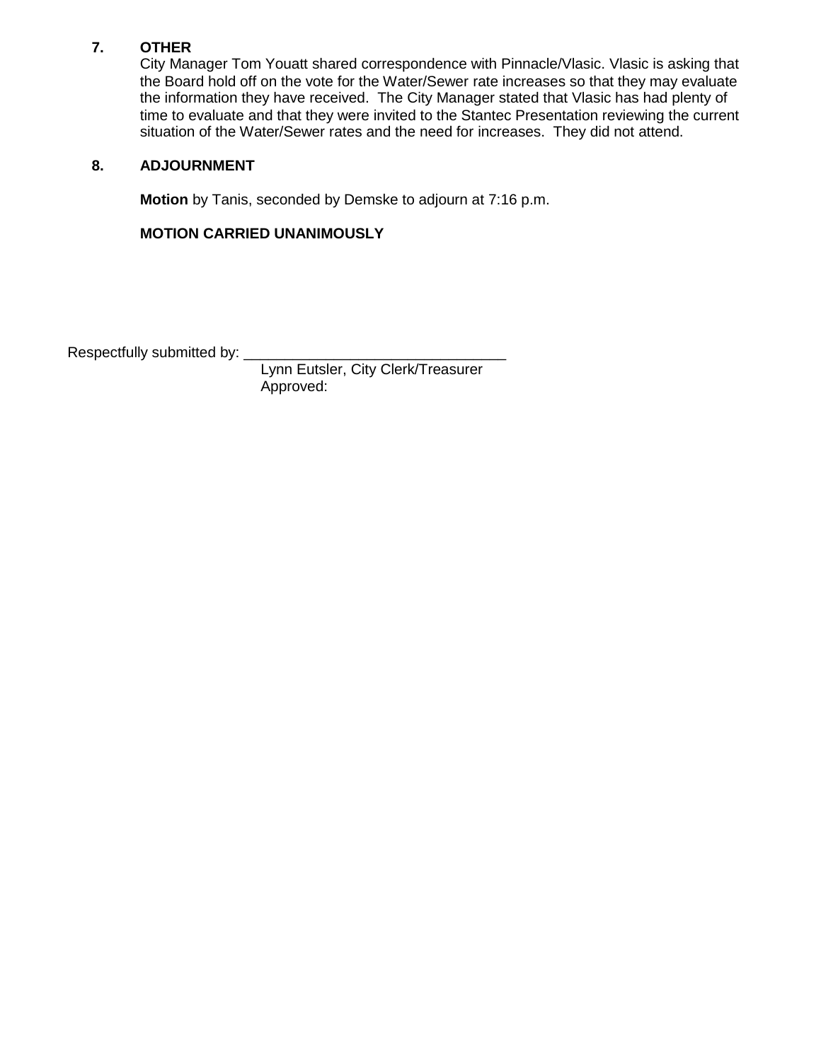## 7. OTHER

City Manager Tom Youatt shared correspondence with Pinnacle/Vlasic. Vlasic is asking that the Board hold off on the vote for the Water/Sewer rate increases so that they may evaluate the information they have received. The City Manager stated that Vlasic has had plenty of time to evaluate and that they were invited to the Stantec Presentation reviewing the current situation of the Water/Sewer rates and the need for increases. They did not attend.

## 8. ADJOURNMENT

**Motion** by Tanis, seconded by Demske to adjourn at 7:16 p.m.

**MOTION CARRIED UNANIMOUSLY**

Respectfully submitted by: _______________________________

Lynn Eutsler, City Clerk/Treasurer
Approved: